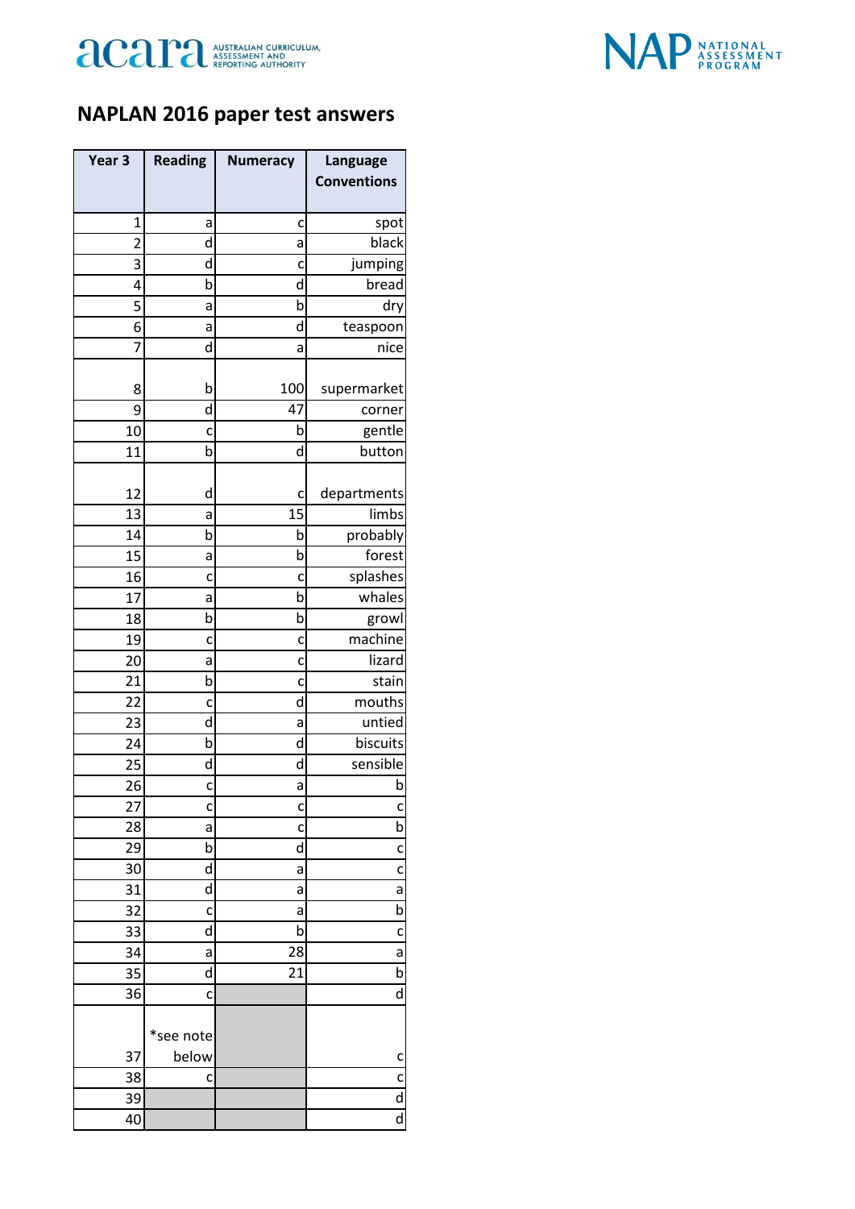# NAPLAN 2016 paper test answers

| Year 3 | Reading | Numeracy | Language Conventions |
|---|---|---|---|
| 1 | a | c | spot |
| 2 | d | a | black |
| 3 | d | c | jumping |
| 4 | b | d | bread |
| 5 | a | b | dry |
| 6 | a | d | teaspoon |
| 7 | d | a | nice |
| 8 | b | 100 | supermarket |
| 9 | d | 47 | corner |
| 10 | c | b | gentle |
| 11 | b | d | button |
| 12 | d | c | departments |
| 13 | a | 15 | limbs |
| 14 | b | b | probably |
| 15 | a | b | forest |
| 16 | c | c | splashes |
| 17 | a | b | whales |
| 18 | b | b | growl |
| 19 | c | c | machine |
| 20 | a | c | lizard |
| 21 | b | c | stain |
| 22 | c | d | mouths |
| 23 | d | a | untied |
| 24 | b | d | biscuits |
| 25 | d | d | sensible |
| 26 | c | a | b |
| 27 | c | c | c |
| 28 | a | c | b |
| 29 | b | d | c |
| 30 | d | a | c |
| 31 | d | a | a |
| 32 | c | a | b |
| 33 | d | b | c |
| 34 | a | 28 | a |
| 35 | d | 21 | b |
| 36 | c | | d |
| 37 | *see note below | | c |
| 38 | c | | c |
| 39 | | | d |
| 40 | | | d |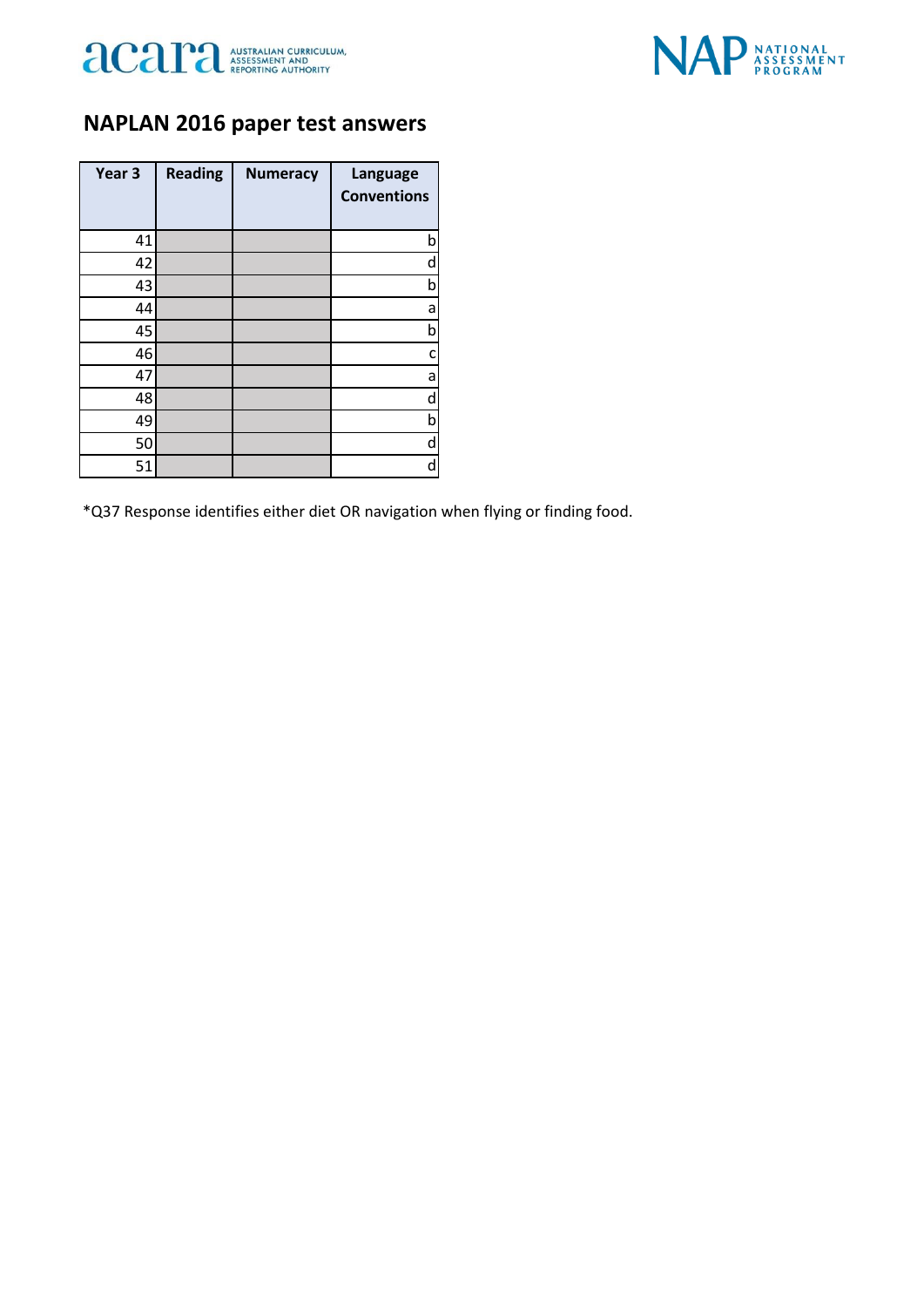## NAPLAN 2016 paper test answers

| Year 3 | Reading | Numeracy | Language Conventions |
|---|---|---|---|
| 41 | | | b |
| 42 | | | d |
| 43 | | | b |
| 44 | | | a |
| 45 | | | b |
| 46 | | | c |
| 47 | | | a |
| 48 | | | d |
| 49 | | | b |
| 50 | | | d |
| 51 | | | d |

*Q37 Response identifies either diet OR navigation when flying or finding food.